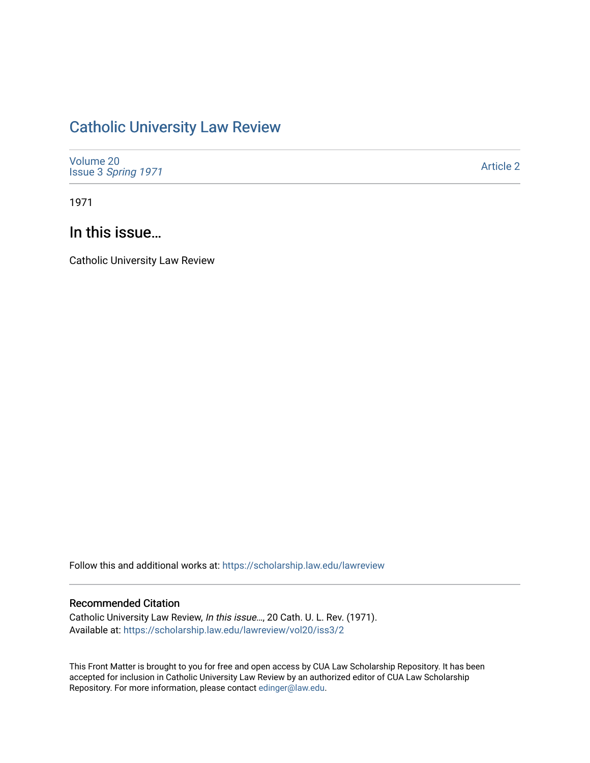# Catholic University Law Review

Volume 20
Issue 3 *Spring 1971*

Article 2

1971

## In this issue…

Catholic University Law Review

Follow this and additional works at: https://scholarship.law.edu/lawreview

### Recommended Citation

Catholic University Law Review, *In this issue…*, 20 Cath. U. L. Rev. (1971).
Available at: https://scholarship.law.edu/lawreview/vol20/iss3/2

This Front Matter is brought to you for free and open access by CUA Law Scholarship Repository. It has been accepted for inclusion in Catholic University Law Review by an authorized editor of CUA Law Scholarship Repository. For more information, please contact edinger@law.edu.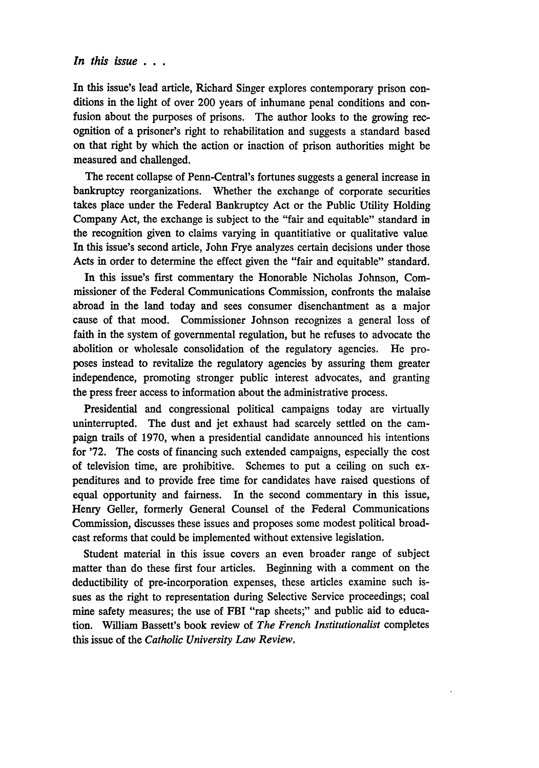*In this issue . . .*

In this issue's lead article, Richard Singer explores contemporary prison conditions in the light of over 200 years of inhumane penal conditions and confusion about the purposes of prisons. The author looks to the growing recognition of a prisoner's right to rehabilitation and suggests a standard based on that right by which the action or inaction of prison authorities might be measured and challenged.

The recent collapse of Penn-Central's fortunes suggests a general increase in bankruptcy reorganizations. Whether the exchange of corporate securities takes place under the Federal Bankruptcy Act or the Public Utility Holding Company Act, the exchange is subject to the "fair and equitable" standard in the recognition given to claims varying in quantitiative or qualitative value. In this issue's second article, John Frye analyzes certain decisions under those Acts in order to determine the effect given the "fair and equitable" standard.

In this issue's first commentary the Honorable Nicholas Johnson, Commissioner of the Federal Communications Commission, confronts the malaise abroad in the land today and sees consumer disenchantment as a major cause of that mood. Commissioner Johnson recognizes a general loss of faith in the system of governmental regulation, but he refuses to advocate the abolition or wholesale consolidation of the regulatory agencies. He proposes instead to revitalize the regulatory agencies by assuring them greater independence, promoting stronger public interest advocates, and granting the press freer access to information about the administrative process.

Presidential and congressional political campaigns today are virtually uninterrupted. The dust and jet exhaust had scarcely settled on the campaign trails of 1970, when a presidential candidate announced his intentions for '72. The costs of financing such extended campaigns, especially the cost of television time, are prohibitive. Schemes to put a ceiling on such expenditures and to provide free time for candidates have raised questions of equal opportunity and fairness. In the second commentary in this issue, Henry Geller, formerly General Counsel of the Federal Communications Commission, discusses these issues and proposes some modest political broadcast reforms that could be implemented without extensive legislation.

Student material in this issue covers an even broader range of subject matter than do these first four articles. Beginning with a comment on the deductibility of pre-incorporation expenses, these articles examine such issues as the right to representation during Selective Service proceedings; coal mine safety measures; the use of FBI "rap sheets;" and public aid to education. William Bassett's book review of *The French Institutionalist* completes this issue of the *Catholic University Law Review.*